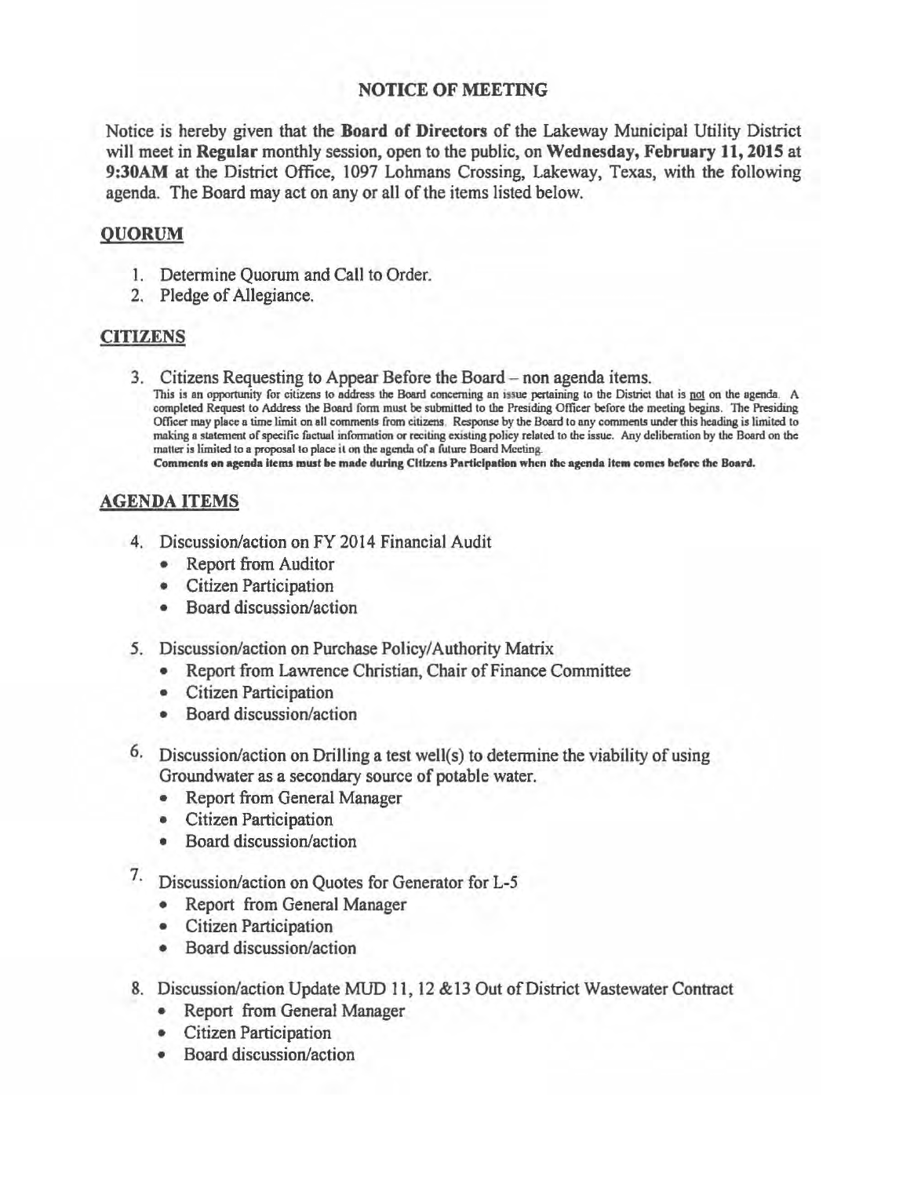## NOTICE OF MEETING

Notice is hereby given that the **Board of Directors** of the Lakeway Municipal Utility District will meet in **Regular** monthly session, open to the public, on **Wednesday, February 11, 2015** at **9:30AM** at the District Office, 1097 Lohmans Crossing, Lakeway, Texas, with the following agenda. The Board may act on any or all of the items listed below.

### QUORUM

1. Determine Quorum and Call to Order.
2. Pledge of Allegiance.

### CITIZENS

3. Citizens Requesting to Appear Before the Board – non agenda items.

   This is an opportunity for citizens to address the Board concerning an issue pertaining to the District that is not on the agenda. A completed Request to Address the Board form must be submitted to the Presiding Officer before the meeting begins. The Presiding Officer may place a time limit on all comments from citizens. Response by the Board to any comments under this heading is limited to making a statement of specific factual information or reciting existing policy related to the issue. Any deliberation by the Board on the matter is limited to a proposal to place it on the agenda of a future Board Meeting.

   **Comments on agenda items must be made during Citizens Participation when the agenda item comes before the Board.**

### AGENDA ITEMS

4. Discussion/action on FY 2014 Financial Audit
   - Report from Auditor
   - Citizen Participation
   - Board discussion/action

5. Discussion/action on Purchase Policy/Authority Matrix
   - Report from Lawrence Christian, Chair of Finance Committee
   - Citizen Participation
   - Board discussion/action

6. Discussion/action on Drilling a test well(s) to determine the viability of using Groundwater as a secondary source of potable water.
   - Report from General Manager
   - Citizen Participation
   - Board discussion/action

7. Discussion/action on Quotes for Generator for L-5
   - Report from General Manager
   - Citizen Participation
   - Board discussion/action

8. Discussion/action Update MUD 11, 12 &13 Out of District Wastewater Contract
   - Report from General Manager
   - Citizen Participation
   - Board discussion/action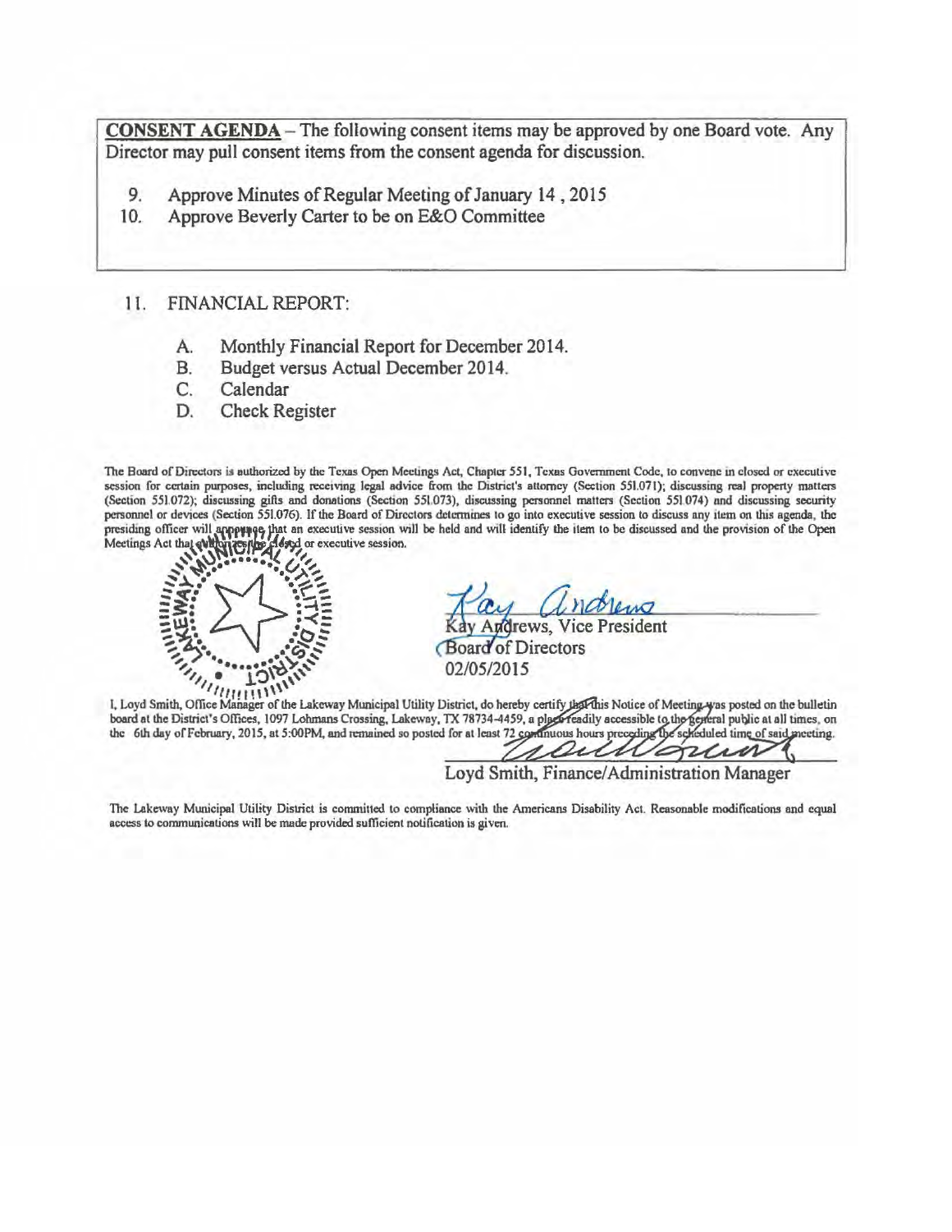**CONSENT AGENDA** – The following consent items may be approved by one Board vote. Any Director may pull consent items from the consent agenda for discussion.

9. Approve Minutes of Regular Meeting of January 14 , 2015
10. Approve Beverly Carter to be on E&O Committee

11. FINANCIAL REPORT:

   A. Monthly Financial Report for December 2014.
   B. Budget versus Actual December 2014.
   C. Calendar
   D. Check Register

The Board of Directors is authorized by the Texas Open Meetings Act, Chapter 551, Texas Government Code, to convene in closed or executive session for certain purposes, including receiving legal advice from the District's attorney (Section 551.071); discussing real property matters (Section 551.072); discussing gifts and donations (Section 551.073), discussing personnel matters (Section 551.074) and discussing security personnel or devices (Section 551.076). If the Board of Directors determines to go into executive session to discuss any item on this agenda, the presiding officer will announce that an executive session will be held and will identify the item to be discussed and the provision of the Open Meetings Act that authorizes the closed or executive session.

Kay Andrews, Vice President
Board of Directors
02/05/2015

I, Loyd Smith, Office Manager of the Lakeway Municipal Utility District, do hereby certify that this Notice of Meeting was posted on the bulletin board at the District's Offices, 1097 Lohmans Crossing, Lakeway, TX 78734-4459, a place readily accessible to the general public at all times, on the 6th day of February, 2015, at 5:00PM, and remained so posted for at least 72 continuous hours preceding the scheduled time of said meeting.

Loyd Smith, Finance/Administration Manager

The Lakeway Municipal Utility District is committed to compliance with the Americans Disability Act. Reasonable modifications and equal access to communications will be made provided sufficient notification is given.